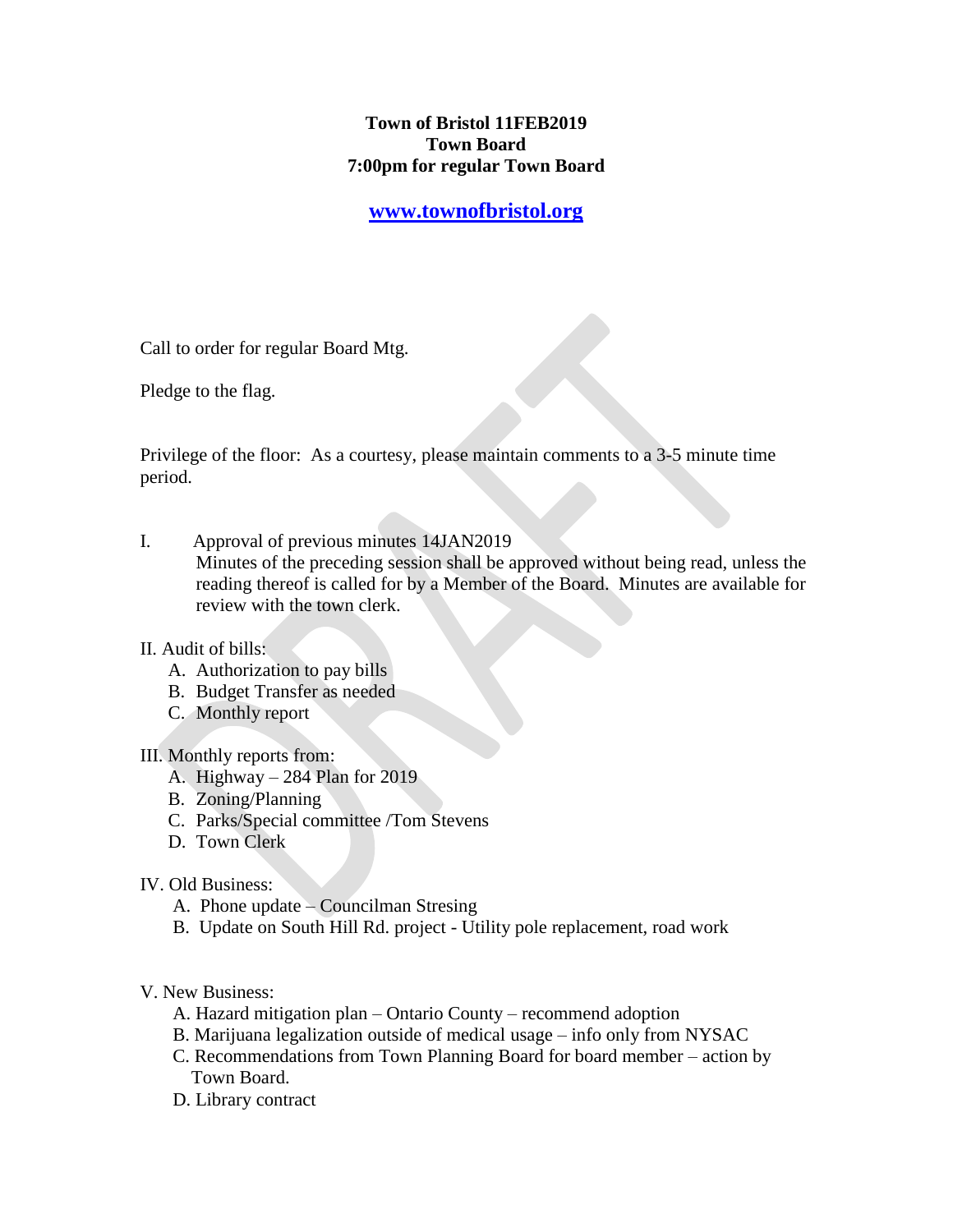**Town of Bristol 11FEB2019**
**Town Board**
**7:00pm for regular Town Board**

**[www.townofbristol.org](http://www.townofbristol.org)**

Call to order for regular Board Mtg.

Pledge to the flag.

Privilege of the floor: As a courtesy, please maintain comments to a 3-5 minute time period.

I. Approval of previous minutes 14JAN2019
   Minutes of the preceding session shall be approved without being read, unless the reading thereof is called for by a Member of the Board. Minutes are available for review with the town clerk.

II. Audit of bills:
   A. Authorization to pay bills
   B. Budget Transfer as needed
   C. Monthly report

III. Monthly reports from:
   A. Highway – 284 Plan for 2019
   B. Zoning/Planning
   C. Parks/Special committee /Tom Stevens
   D. Town Clerk

IV. Old Business:
   A. Phone update – Councilman Stresing
   B. Update on South Hill Rd. project - Utility pole replacement, road work

V. New Business:
   A. Hazard mitigation plan – Ontario County – recommend adoption
   B. Marijuana legalization outside of medical usage – info only from NYSAC
   C. Recommendations from Town Planning Board for board member – action by Town Board.
   D. Library contract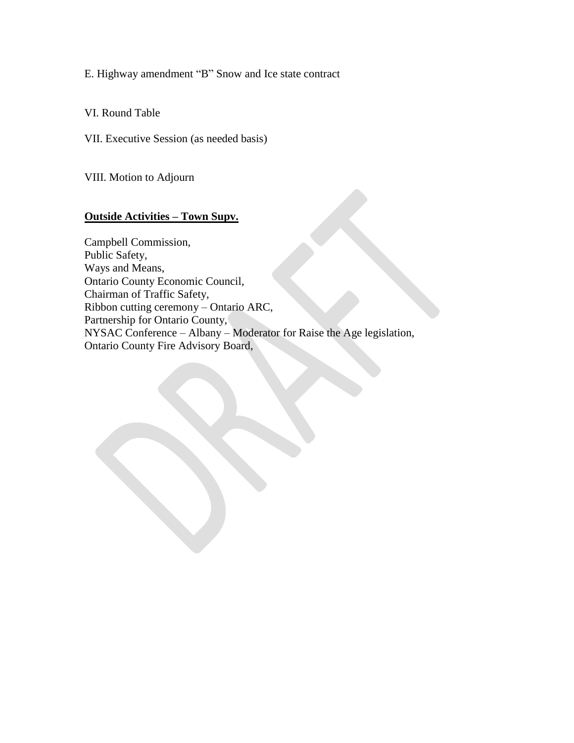E. Highway amendment "B" Snow and Ice state contract

VI. Round Table

VII. Executive Session (as needed basis)

VIII. Motion to Adjourn

**Outside Activities – Town Supv.**

Campbell Commission,
Public Safety,
Ways and Means,
Ontario County Economic Council,
Chairman of Traffic Safety,
Ribbon cutting ceremony – Ontario ARC,
Partnership for Ontario County,
NYSAC Conference – Albany – Moderator for Raise the Age legislation,
Ontario County Fire Advisory Board,